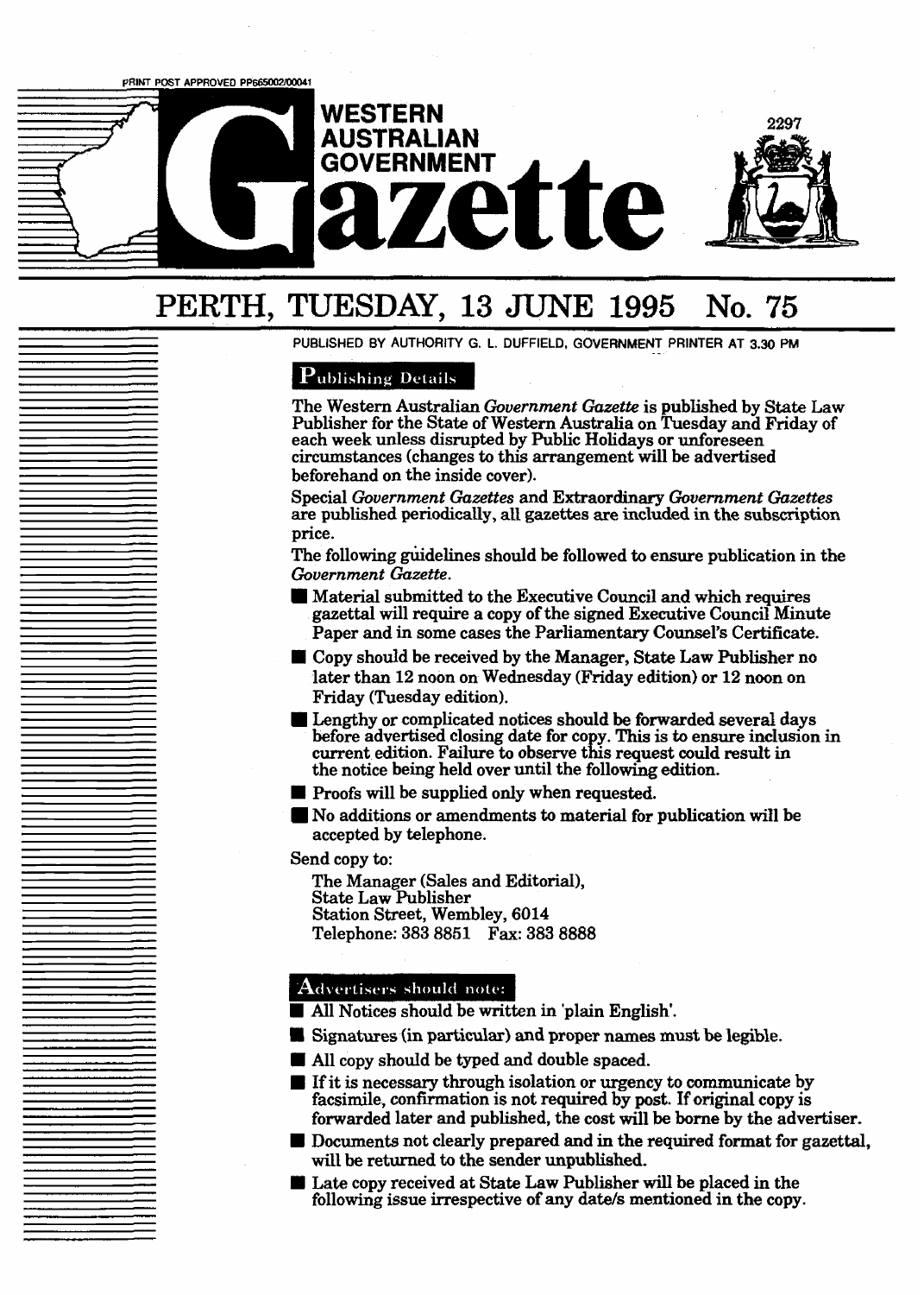PRINT POST APPROVED PP665002/00041

# WESTERN AUSTRALIAN GOVERNMENT Gazette

2297

## PERTH, TUESDAY, 13 JUNE 1995 No. 75

PUBLISHED BY AUTHORITY G. L. DUFFIELD, GOVERNMENT PRINTER AT 3.30 PM

### Publishing Details

The Western Australian *Government Gazette* is published by State Law Publisher for the State of Western Australia on Tuesday and Friday of each week unless disrupted by Public Holidays or unforeseen circumstances (changes to this arrangement will be advertised beforehand on the inside cover).

Special *Government Gazettes* and Extraordinary *Government Gazettes* are published periodically, all gazettes are included in the subscription price.

The following guidelines should be followed to ensure publication in the *Government Gazette*.

- Material submitted to the Executive Council and which requires gazettal will require a copy of the signed Executive Council Minute Paper and in some cases the Parliamentary Counsel's Certificate.
- Copy should be received by the Manager, State Law Publisher no later than 12 noon on Wednesday (Friday edition) or 12 noon on Friday (Tuesday edition).
- Lengthy or complicated notices should be forwarded several days before advertised closing date for copy. This is to ensure inclusion in current edition. Failure to observe this request could result in the notice being held over until the following edition.
- Proofs will be supplied only when requested.
- No additions or amendments to material for publication will be accepted by telephone.

Send copy to:

The Manager (Sales and Editorial),
State Law Publisher
Station Street, Wembley, 6014
Telephone: 383 8851 Fax: 383 8888

### Advertisers should note:

- All Notices should be written in 'plain English'.
- Signatures (in particular) and proper names must be legible.
- All copy should be typed and double spaced.
- If it is necessary through isolation or urgency to communicate by facsimile, confirmation is not required by post. If original copy is forwarded later and published, the cost will be borne by the advertiser.
- Documents not clearly prepared and in the required format for gazettal, will be returned to the sender unpublished.
- Late copy received at State Law Publisher will be placed in the following issue irrespective of any date/s mentioned in the copy.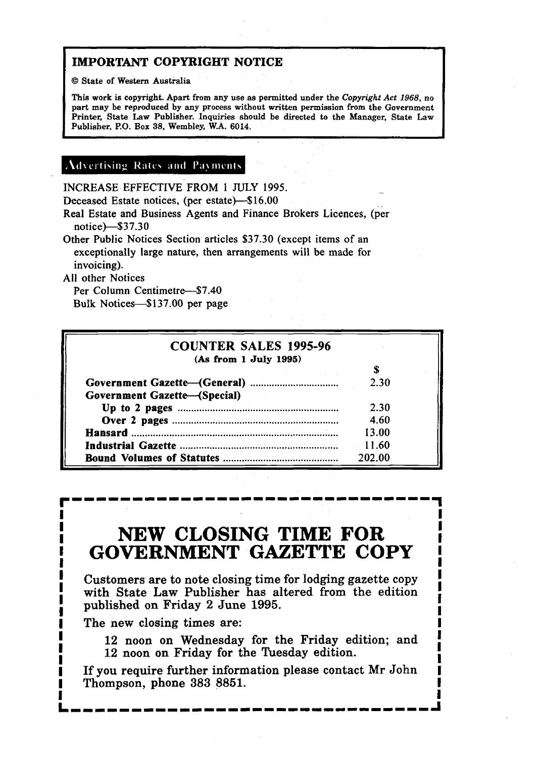**IMPORTANT COPYRIGHT NOTICE**

© State of Western Australia

This work is copyright. Apart from any use as permitted under the *Copyright Act 1968*, no part may be reproduced by any process without written permission from the Government Printer, State Law Publisher. Inquiries should be directed to the Manager, State Law Publisher, P.O. Box 38, Wembley, W.A. 6014.

## Advertising Rates and Payments

INCREASE EFFECTIVE FROM 1 JULY 1995.

Deceased Estate notices, (per estate)—$16.00

Real Estate and Business Agents and Finance Brokers Licences, (per notice)—$37.30

Other Public Notices Section articles $37.30 (except items of an exceptionally large nature, then arrangements will be made for invoicing).

All other Notices

Per Column Centimetre—$7.40

Bulk Notices—$137.00 per page

## COUNTER SALES 1995-96

(As from 1 July 1995)

| | $ |
|---|---|
| **Government Gazette—(General)** | 2.30 |
| **Government Gazette—(Special)** | |
| **Up to 2 pages** | 2.30 |
| **Over 2 pages** | 4.60 |
| **Hansard** | 13.00 |
| **Industrial Gazette** | 11.60 |
| **Bound Volumes of Statutes** | 202.00 |

# NEW CLOSING TIME FOR GOVERNMENT GAZETTE COPY

Customers are to note closing time for lodging gazette copy with State Law Publisher has altered from the edition published on Friday 2 June 1995.

The new closing times are:

12 noon on Wednesday for the Friday edition; and
12 noon on Friday for the Tuesday edition.

If you require further information please contact Mr John Thompson, phone 383 8851.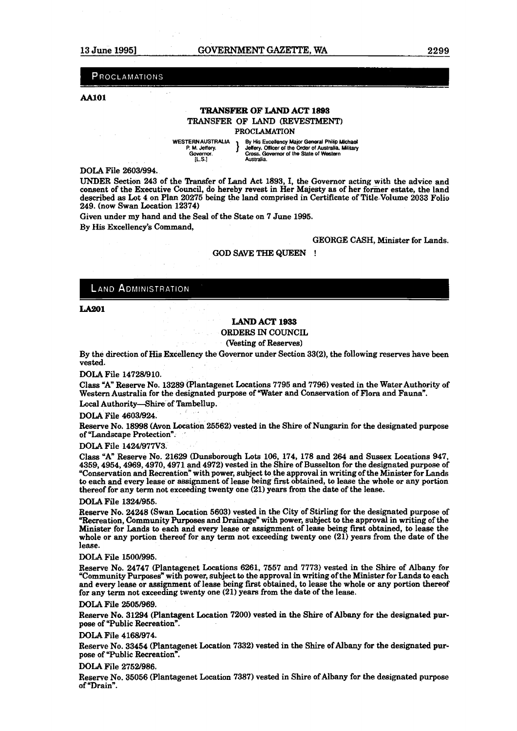## PROCLAMATIONS

**AA101**

**TRANSFER OF LAND ACT 1893**

TRANSFER OF LAND (REVESTMENT)

PROCLAMATION

WESTERN AUSTRALIA
P. M. Jeffery,
Governor.
[L.S.]

By His Excellency Major General Philip Michael Jeffery, Officer of the Order of Australia, Military Cross, Governor of the State of Western Australia.

DOLA File 2603/994.

UNDER Section 243 of the Transfer of Land Act 1893, I, the Governor acting with the advice and consent of the Executive Council, do hereby revest in Her Majesty as of her former estate, the land described as Lot 4 on Plan 20275 being the land comprised in Certificate of Title Volume 2033 Folio 249. (now Swan Location 12374)

Given under my hand and the Seal of the State on 7 June 1995.

By His Excellency's Command,

GEORGE CASH, Minister for Lands.

GOD SAVE THE QUEEN !

## LAND ADMINISTRATION

**LA201**

**LAND ACT 1933**

ORDERS IN COUNCIL

(Vesting of Reserves)

By the direction of His Excellency the Governor under Section 33(2), the following reserves have been vested.

DOLA File 14728/910.

Class "A" Reserve No. 13289 (Plantagenet Locations 7795 and 7796) vested in the Water Authority of Western Australia for the designated purpose of "Water and Conservation of Flora and Fauna".

Local Authority—Shire of Tambellup.

DOLA File 4603/924.

Reserve No. 18998 (Avon Location 25562) vested in the Shire of Nungarin for the designated purpose of "Landscape Protection".

DOLA File 1424/977V3.

Class "A" Reserve No. 21629 (Dunsborough Lots 106, 174, 178 and 264 and Sussex Locations 947, 4359, 4954, 4969, 4970, 4971 and 4972) vested in the Shire of Busselton for the designated purpose of "Conservation and Recreation" with power, subject to the approval in writing of the Minister for Lands to each and every lease or assignment of lease being first obtained, to lease the whole or any portion thereof for any term not exceeding twenty one (21) years from the date of the lease.

DOLA File 1324/955.

Reserve No. 24248 (Swan Location 5603) vested in the City of Stirling for the designated purpose of "Recreation, Community Purposes and Drainage" with power, subject to the approval in writing of the Minister for Lands to each and every lease or assignment of lease being first obtained, to lease the whole or any portion thereof for any term not exceeding twenty one (21) years from the date of the lease.

DOLA File 1500/995.

Reserve No. 24747 (Plantagenet Locations 6261, 7557 and 7773) vested in the Shire of Albany for "Community Purposes" with power, subject to the approval in writing of the Minister for Lands to each and every lease or assignment of lease being first obtained, to lease the whole or any portion thereof for any term not exceeding twenty one (21) years from the date of the lease.

DOLA File 2505/969.

Reserve No. 31294 (Plantagent Location 7200) vested in the Shire of Albany for the designated purpose of "Public Recreation".

DOLA File 4168/974.

Reserve No. 33454 (Plantagenet Location 7332) vested in the Shire of Albany for the designated purpose of "Public Recreation".

DOLA File 2752/986.

Reserve No. 35056 (Plantagenet Location 7387) vested in Shire of Albany for the designated purpose of "Drain".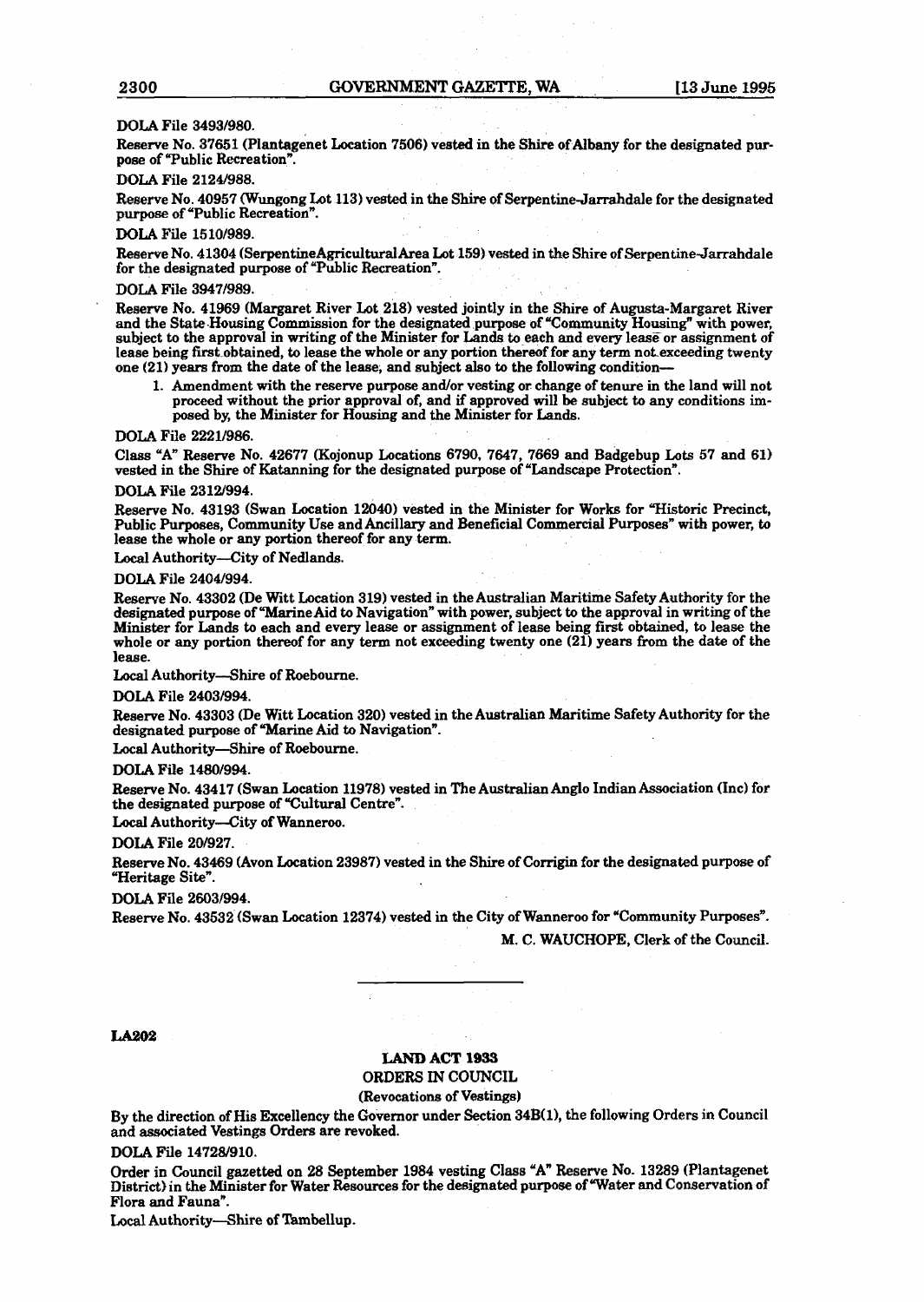DOLA File 3493/980.

Reserve No. 37651 (Plantagenet Location 7506) vested in the Shire of Albany for the designated purpose of "Public Recreation".

DOLA File 2124/988.

Reserve No. 40957 (Wungong Lot 113) vested in the Shire of Serpentine-Jarrahdale for the designated purpose of "Public Recreation".

DOLA File 1510/989.

Reserve No. 41304 (SerpentineAgriculturalArea Lot 159) vested in the Shire of Serpentine-Jarrahdale for the designated purpose of "Public Recreation".

DOLA File 3947/989.

Reserve No. 41969 (Margaret River Lot 218) vested jointly in the Shire of Augusta-Margaret River and the State Housing Commission for the designated purpose of "Community Housing" with power, subject to the approval in writing of the Minister for Lands to each and every lease or assignment of lease being first obtained, to lease the whole or any portion thereof for any term not exceeding twenty one (21) years from the date of the lease, and subject also to the following condition—

1. Amendment with the reserve purpose and/or vesting or change of tenure in the land will not proceed without the prior approval of, and if approved will be subject to any conditions imposed by, the Minister for Housing and the Minister for Lands.

DOLA File 2221/986.

Class "A" Reserve No. 42677 (Kojonup Locations 6790, 7647, 7669 and Badgebup Lots 57 and 61) vested in the Shire of Katanning for the designated purpose of "Landscape Protection".

DOLA File 2312/994.

Reserve No. 43193 (Swan Location 12040) vested in the Minister for Works for "Historic Precinct, Public Purposes, Community Use and Ancillary and Beneficial Commercial Purposes" with power, to lease the whole or any portion thereof for any term.

Local Authority—City of Nedlands.

DOLA File 2404/994.

Reserve No. 43302 (De Witt Location 319) vested in the Australian Maritime Safety Authority for the designated purpose of "Marine Aid to Navigation" with power, subject to the approval in writing of the Minister for Lands to each and every lease or assignment of lease being first obtained, to lease the whole or any portion thereof for any term not exceeding twenty one (21) years from the date of the lease.

Local Authority—Shire of Roebourne.

DOLA File 2403/994.

Reserve No. 43303 (De Witt Location 320) vested in the Australian Maritime Safety Authority for the designated purpose of "Marine Aid to Navigation".

Local Authority—Shire of Roebourne.

DOLA File 1480/994.

Reserve No. 43417 (Swan Location 11978) vested in The Australian Anglo Indian Association (Inc) for the designated purpose of "Cultural Centre".

Local Authority—City of Wanneroo.

DOLA File 20/927.

Reserve No. 43469 (Avon Location 23987) vested in the Shire of Corrigin for the designated purpose of "Heritage Site".

DOLA File 2603/994.

Reserve No. 43532 (Swan Location 12374) vested in the City of Wanneroo for "Community Purposes".

M. C. WAUCHOPE, Clerk of the Council.

---

LA202

## LAND ACT 1933

### ORDERS IN COUNCIL

(Revocations of Vestings)

By the direction of His Excellency the Governor under Section 34B(1), the following Orders in Council and associated Vestings Orders are revoked.

DOLA File 14728/910.

Order in Council gazetted on 28 September 1984 vesting Class "A" Reserve No. 13289 (Plantagenet District) in the Minister for Water Resources for the designated purpose of "Water and Conservation of Flora and Fauna".

Local Authority—Shire of Tambellup.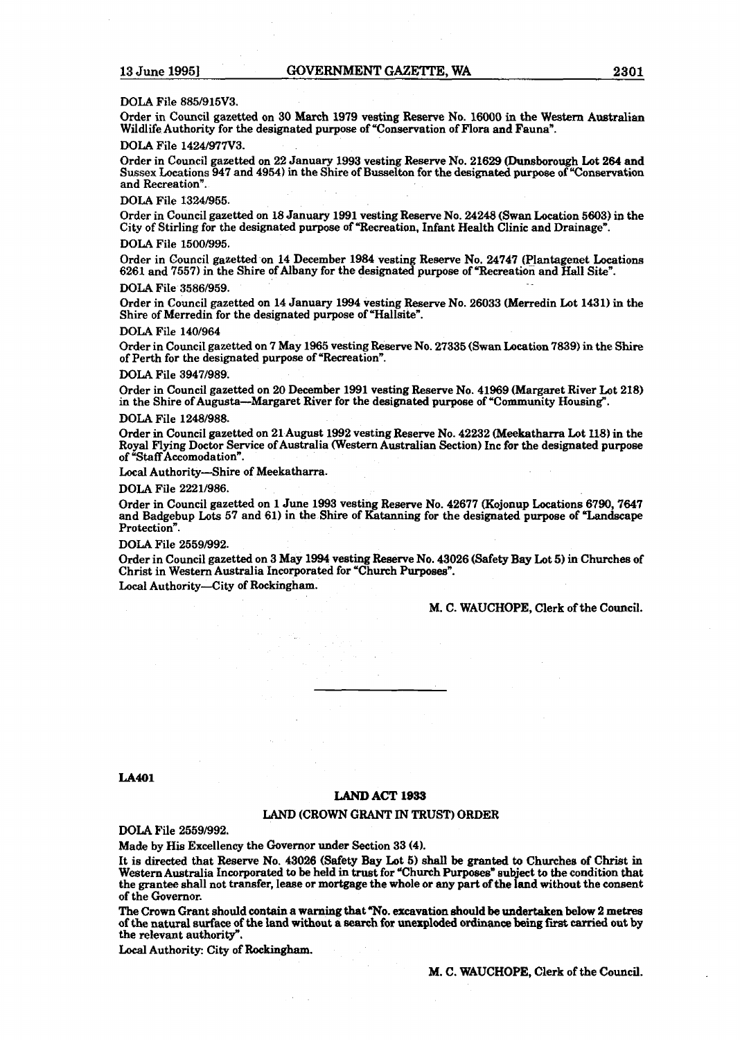DOLA File 885/915V3.

Order in Council gazetted on 30 March 1979 vesting Reserve No. 16000 in the Western Australian Wildlife Authority for the designated purpose of "Conservation of Flora and Fauna".

DOLA File 1424/977V3.

Order in Council gazetted on 22 January 1993 vesting Reserve No. 21629 (Dunsborough Lot 264 and Sussex Locations 947 and 4954) in the Shire of Busselton for the designated purpose of "Conservation and Recreation".

DOLA File 1324/955.

Order in Council gazetted on 18 January 1991 vesting Reserve No. 24248 (Swan Location 5603) in the City of Stirling for the designated purpose of "Recreation, Infant Health Clinic and Drainage".

DOLA File 1500/995.

Order in Council gazetted on 14 December 1984 vesting Reserve No. 24747 (Plantagenet Locations 6261 and 7557) in the Shire of Albany for the designated purpose of "Recreation and Hall Site".

DOLA File 3586/959.

Order in Council gazetted on 14 January 1994 vesting Reserve No. 26033 (Merredin Lot 1431) in the Shire of Merredin for the designated purpose of "Hallsite".

DOLA File 140/964

Order in Council gazetted on 7 May 1965 vesting Reserve No. 27335 (Swan Location 7839) in the Shire of Perth for the designated purpose of "Recreation".

DOLA File 3947/989.

Order in Council gazetted on 20 December 1991 vesting Reserve No. 41969 (Margaret River Lot 218) in the Shire of Augusta—Margaret River for the designated purpose of "Community Housing".

DOLA File 1248/988.

Order in Council gazetted on 21 August 1992 vesting Reserve No. 42232 (Meekatharra Lot 118) in the Royal Flying Doctor Service of Australia (Western Australian Section) Inc for the designated purpose of "Staff Accomodation".

Local Authority—Shire of Meekatharra.

DOLA File 2221/986.

Order in Council gazetted on 1 June 1993 vesting Reserve No. 42677 (Kojonup Locations 6790, 7647 and Badgebup Lots 57 and 61) in the Shire of Katanning for the designated purpose of "Landscape Protection".

DOLA File 2559/992.

Order in Council gazetted on 3 May 1994 vesting Reserve No. 43026 (Safety Bay Lot 5) in Churches of Christ in Western Australia Incorporated for "Church Purposes".

Local Authority—City of Rockingham.

M. C. WAUCHOPE, Clerk of the Council.

---

**LA401**

## LAND ACT 1933

### LAND (CROWN GRANT IN TRUST) ORDER

DOLA File 2559/992.

Made by His Excellency the Governor under Section 33 (4).

It is directed that Reserve No. 43026 (Safety Bay Lot 5) shall be granted to Churches of Christ in Western Australia Incorporated to be held in trust for "Church Purposes" subject to the condition that the grantee shall not transfer, lease or mortgage the whole or any part of the land without the consent of the Governor.

The Crown Grant should contain a warning that "No. excavation should be undertaken below 2 metres of the natural surface of the land without a search for unexploded ordinance being first carried out by the relevant authority".

Local Authority: City of Rockingham.

M. C. WAUCHOPE, Clerk of the Council.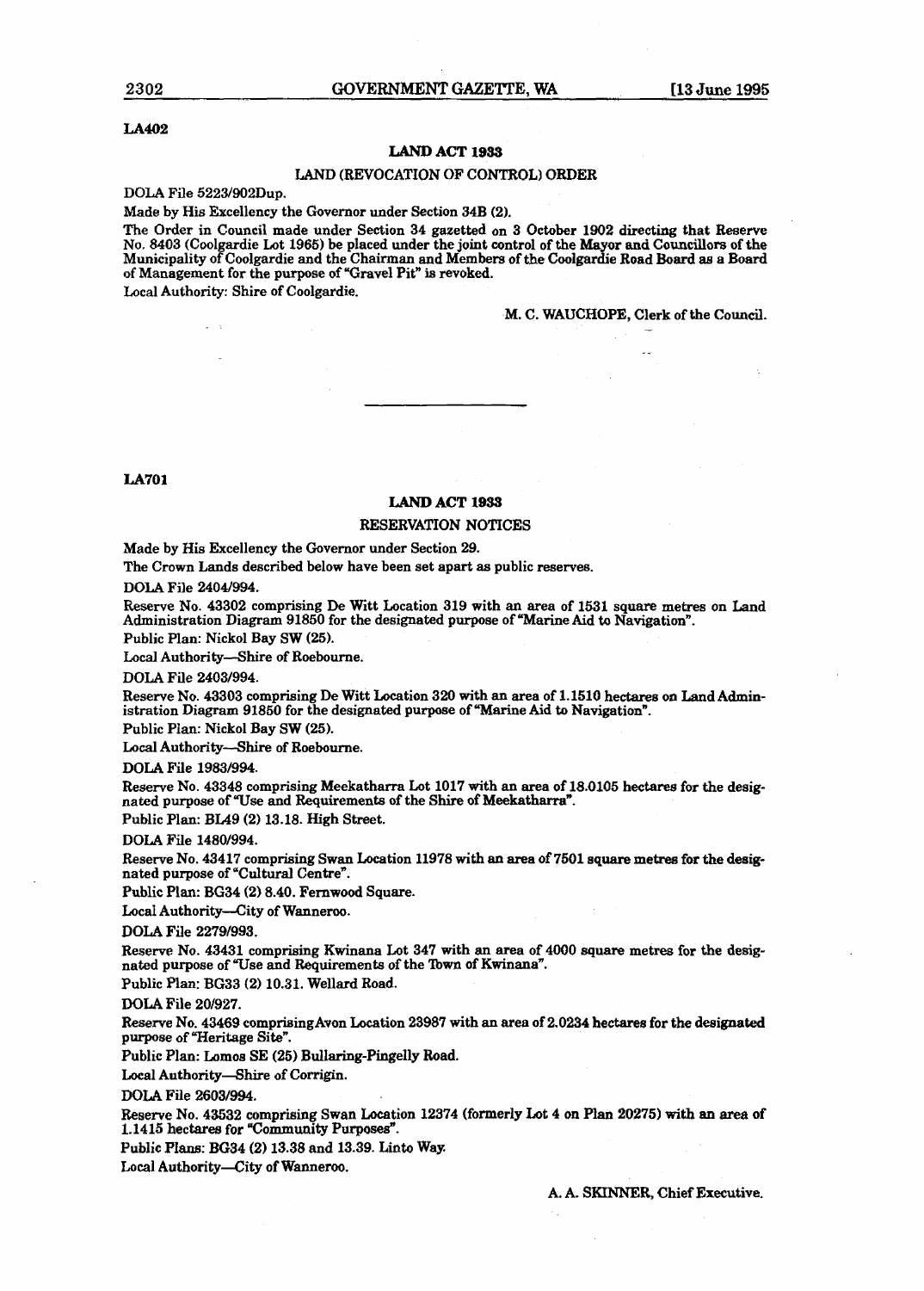LA402

## LAND ACT 1933

### LAND (REVOCATION OF CONTROL) ORDER

DOLA File 5223/902Dup.

Made by His Excellency the Governor under Section 34B (2).

The Order in Council made under Section 34 gazetted on 3 October 1902 directing that Reserve No. 8403 (Coolgardie Lot 1965) be placed under the joint control of the Mayor and Councillors of the Municipality of Coolgardie and the Chairman and Members of the Coolgardie Road Board as a Board of Management for the purpose of "Gravel Pit" is revoked.

Local Authority: Shire of Coolgardie.

M. C. WAUCHOPE, Clerk of the Council.

---

LA701

## LAND ACT 1933

### RESERVATION NOTICES

Made by His Excellency the Governor under Section 29.

The Crown Lands described below have been set apart as public reserves.

DOLA File 2404/994.

Reserve No. 43302 comprising De Witt Location 319 with an area of 1531 square metres on Land Administration Diagram 91850 for the designated purpose of "Marine Aid to Navigation".

Public Plan: Nickol Bay SW (25).

Local Authority—Shire of Roebourne.

DOLA File 2403/994.

Reserve No. 43303 comprising De Witt Location 320 with an area of 1.1510 hectares on Land Administration Diagram 91850 for the designated purpose of "Marine Aid to Navigation".

Public Plan: Nickol Bay SW (25).

Local Authority—Shire of Roebourne.

DOLA File 1983/994.

Reserve No. 43348 comprising Meekatharra Lot 1017 with an area of 18.0105 hectares for the designated purpose of "Use and Requirements of the Shire of Meekatharra".

Public Plan: BL49 (2) 13.18. High Street.

DOLA File 1480/994.

Reserve No. 43417 comprising Swan Location 11978 with an area of 7501 square metres for the designated purpose of "Cultural Centre".

Public Plan: BG34 (2) 8.40. Fernwood Square.

Local Authority—City of Wanneroo.

DOLA File 2279/993.

Reserve No. 43431 comprising Kwinana Lot 347 with an area of 4000 square metres for the designated purpose of "Use and Requirements of the Town of Kwinana".

Public Plan: BG33 (2) 10.31. Wellard Road.

DOLA File 20/927.

Reserve No. 43469 comprising Avon Location 23987 with an area of 2.0234 hectares for the designated purpose of "Heritage Site".

Public Plan: Lomos SE (25) Bullaring-Pingelly Road.

Local Authority—Shire of Corrigin.

DOLA File 2603/994.

Reserve No. 43532 comprising Swan Location 12374 (formerly Lot 4 on Plan 20275) with an area of 1.1415 hectares for "Community Purposes".

Public Plans: BG34 (2) 13.38 and 13.39. Linto Way.

Local Authority—City of Wanneroo.

A. A. SKINNER, Chief Executive.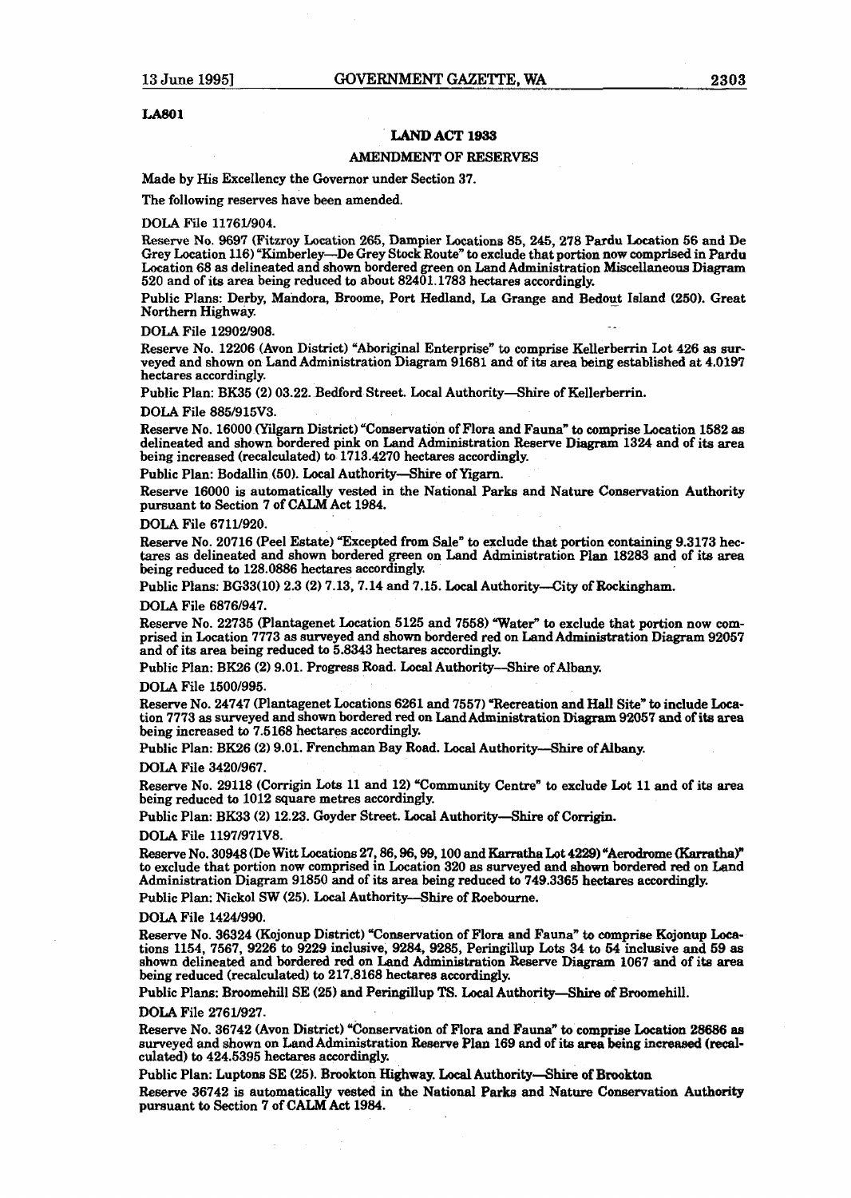LA801

## LAND ACT 1933

### AMENDMENT OF RESERVES

Made by His Excellency the Governor under Section 37.

The following reserves have been amended.

DOLA File 11761/904.

Reserve No. 9697 (Fitzroy Location 265, Dampier Locations 85, 245, 278 Pardu Location 56 and De Grey Location 116) "Kimberley—De Grey Stock Route" to exclude that portion now comprised in Pardu Location 68 as delineated and shown bordered green on Land Administration Miscellaneous Diagram 520 and of its area being reduced to about 82401.1783 hectares accordingly.

Public Plans: Derby, Mandora, Broome, Port Hedland, La Grange and Bedout Island (250). Great Northern Highway.

DOLA File 12902/908.

Reserve No. 12206 (Avon District) "Aboriginal Enterprise" to comprise Kellerberrin Lot 426 as surveyed and shown on Land Administration Diagram 91681 and of its area being established at 4.0197 hectares accordingly.

Public Plan: BK35 (2) 03.22. Bedford Street. Local Authority—Shire of Kellerberrin.

DOLA File 885/915V3.

Reserve No. 16000 (Yilgarn District) "Conservation of Flora and Fauna" to comprise Location 1582 as delineated and shown bordered pink on Land Administration Reserve Diagram 1324 and of its area being increased (recalculated) to 1713.4270 hectares accordingly.

Public Plan: Bodallin (50). Local Authority—Shire of Yigarn.

Reserve 16000 is automatically vested in the National Parks and Nature Conservation Authority pursuant to Section 7 of CALM Act 1984.

DOLA File 6711/920.

Reserve No. 20716 (Peel Estate) "Excepted from Sale" to exclude that portion containing 9.3173 hectares as delineated and shown bordered green on Land Administration Plan 18283 and of its area being reduced to 128.0886 hectares accordingly.

Public Plans: BG33(10) 2.3 (2) 7.13, 7.14 and 7.15. Local Authority—City of Rockingham.

DOLA File 6876/947.

Reserve No. 22735 (Plantagenet Location 5125 and 7558) "Water" to exclude that portion now comprised in Location 7773 as surveyed and shown bordered red on Land Administration Diagram 92057 and of its area being reduced to 5.8343 hectares accordingly.

Public Plan: BK26 (2) 9.01. Progress Road. Local Authority—Shire of Albany.

DOLA File 1500/995.

Reserve No. 24747 (Plantagenet Locations 6261 and 7557) "Recreation and Hall Site" to include Location 7773 as surveyed and shown bordered red on Land Administration Diagram 92057 and of its area being increased to 7.5168 hectares accordingly.

Public Plan: BK26 (2) 9.01. Frenchman Bay Road. Local Authority—Shire of Albany.

DOLA File 3420/967.

Reserve No. 29118 (Corrigin Lots 11 and 12) "Community Centre" to exclude Lot 11 and of its area being reduced to 1012 square metres accordingly.

Public Plan: BK33 (2) 12.23. Goyder Street. Local Authority—Shire of Corrigin.

DOLA File 1197/971V8.

Reserve No. 30948 (De Witt Locations 27, 86, 96, 99, 100 and Karratha Lot 4229) "Aerodrome (Karratha)" to exclude that portion now comprised in Location 320 as surveyed and shown bordered red on Land Administration Diagram 91850 and of its area being reduced to 749.3365 hectares accordingly.

Public Plan: Nickol SW (25). Local Authority—Shire of Roebourne.

DOLA File 1424/990.

Reserve No. 36324 (Kojonup District) "Conservation of Flora and Fauna" to comprise Kojonup Locations 1154, 7567, 9226 to 9229 inclusive, 9284, 9285, Peringillup Lots 34 to 54 inclusive and 59 as shown delineated and bordered red on Land Administration Reserve Diagram 1067 and of its area being reduced (recalculated) to 217.8168 hectares accordingly.

Public Plans: Broomehill SE (25) and Peringillup TS. Local Authority—Shire of Broomehill.

DOLA File 2761/927.

Reserve No. 36742 (Avon District) "Conservation of Flora and Fauna" to comprise Location 28686 as surveyed and shown on Land Administration Reserve Plan 169 and of its area being increased (recalculated) to 424.5395 hectares accordingly.

Public Plan: Luptons SE (25). Brookton Highway. Local Authority—Shire of Brookton

Reserve 36742 is automatically vested in the National Parks and Nature Conservation Authority pursuant to Section 7 of CALM Act 1984.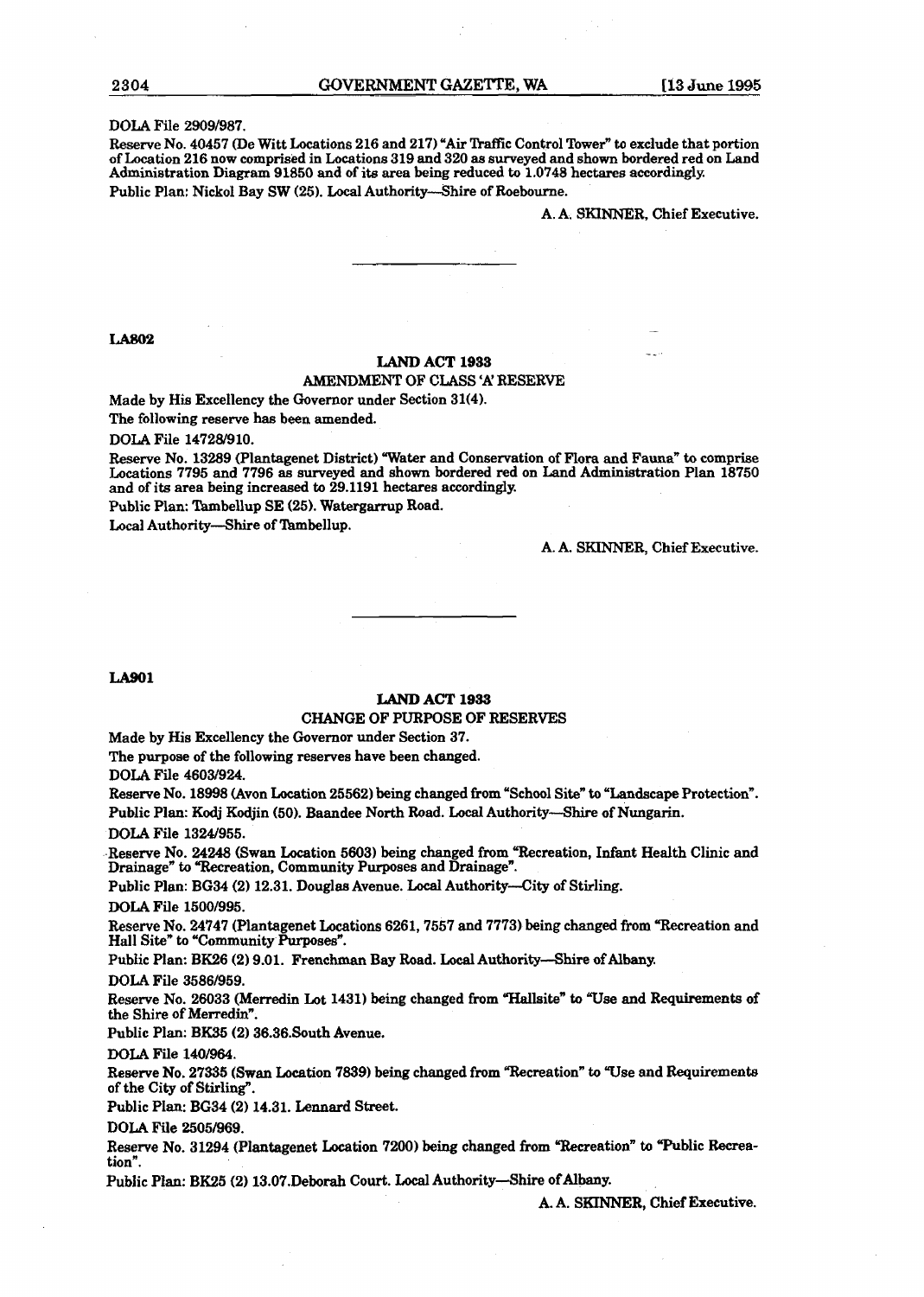DOLA File 2909/987.

Reserve No. 40457 (De Witt Locations 216 and 217) "Air Traffic Control Tower" to exclude that portion of Location 216 now comprised in Locations 319 and 320 as surveyed and shown bordered red on Land Administration Diagram 91850 and of its area being reduced to 1.0748 hectares accordingly.

Public Plan: Nickol Bay SW (25). Local Authority—Shire of Roebourne.

A. A. SKINNER, Chief Executive.

---

LA802

## LAND ACT 1933

### AMENDMENT OF CLASS 'A' RESERVE

Made by His Excellency the Governor under Section 31(4).

The following reserve has been amended.

DOLA File 14728/910.

Reserve No. 13289 (Plantagenet District) "Water and Conservation of Flora and Fauna" to comprise Locations 7795 and 7796 as surveyed and shown bordered red on Land Administration Plan 18750 and of its area being increased to 29.1191 hectares accordingly.

Public Plan: Tambellup SE (25). Watergarrup Road.

Local Authority—Shire of Tambellup.

A. A. SKINNER, Chief Executive.

---

LA901

## LAND ACT 1933

### CHANGE OF PURPOSE OF RESERVES

Made by His Excellency the Governor under Section 37.

The purpose of the following reserves have been changed.

DOLA File 4603/924.

Reserve No. 18998 (Avon Location 25562) being changed from "School Site" to "Landscape Protection".

Public Plan: Kodj Kodjin (50). Baandee North Road. Local Authority—Shire of Nungarin.

DOLA File 1324/955.

Reserve No. 24248 (Swan Location 5603) being changed from "Recreation, Infant Health Clinic and Drainage" to "Recreation, Community Purposes and Drainage".

Public Plan: BG34 (2) 12.31. Douglas Avenue. Local Authority—City of Stirling.

DOLA File 1500/995.

Reserve No. 24747 (Plantagenet Locations 6261, 7557 and 7773) being changed from "Recreation and Hall Site" to "Community Purposes".

Public Plan: BK26 (2) 9.01. Frenchman Bay Road. Local Authority—Shire of Albany.

DOLA File 3586/959.

Reserve No. 26033 (Merredin Lot 1431) being changed from "Hallsite" to "Use and Requirements of the Shire of Merredin".

Public Plan: BK35 (2) 36.36.South Avenue.

DOLA File 140/964.

Reserve No. 27335 (Swan Location 7839) being changed from "Recreation" to "Use and Requirements of the City of Stirling".

Public Plan: BG34 (2) 14.31. Lennard Street.

DOLA File 2505/969.

Reserve No. 31294 (Plantagenet Location 7200) being changed from "Recreation" to "Public Recreation".

Public Plan: BK25 (2) 13.07.Deborah Court. Local Authority—Shire of Albany.

A. A. SKINNER, Chief Executive.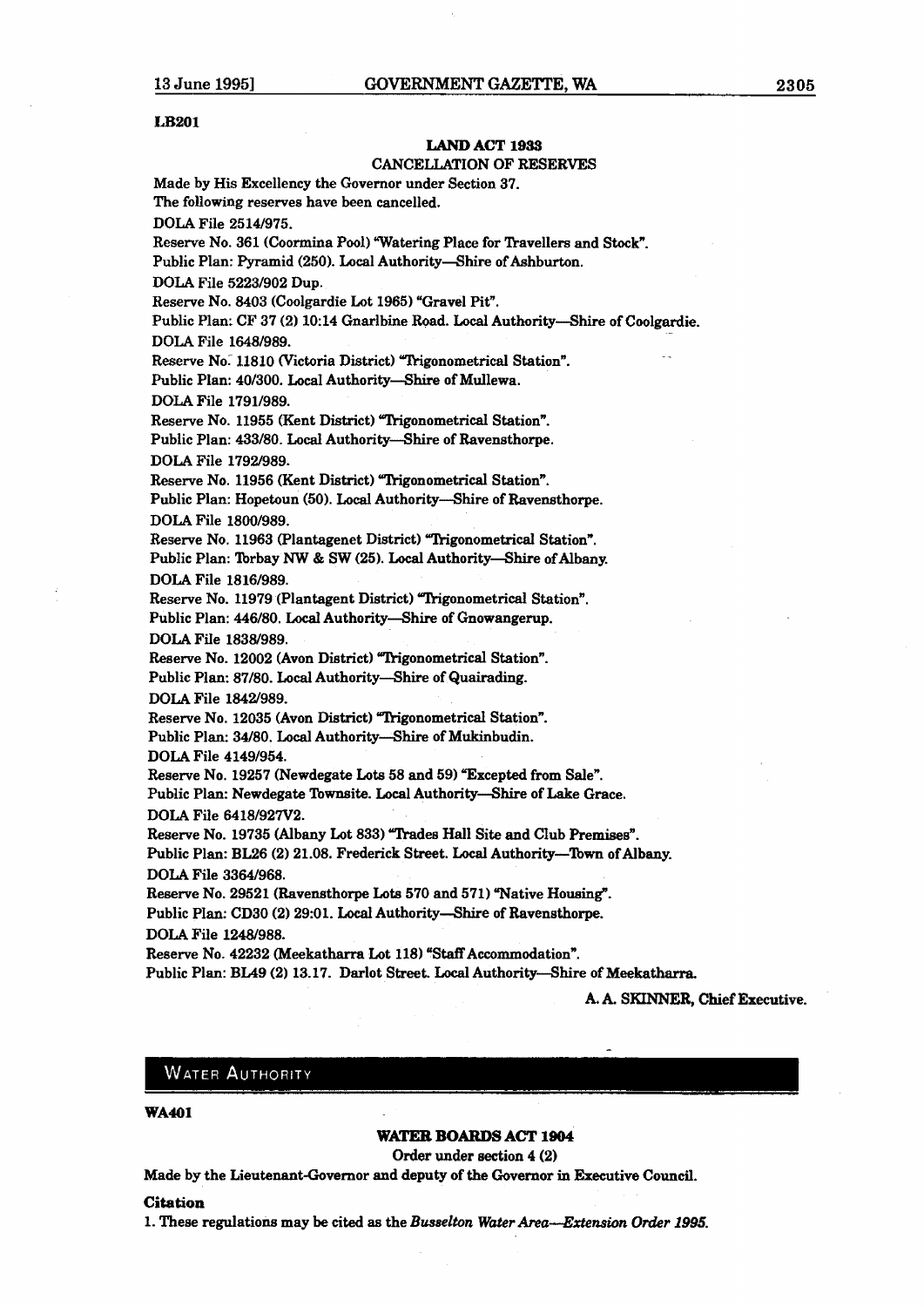LB201

## LAND ACT 1933

### CANCELLATION OF RESERVES

Made by His Excellency the Governor under Section 37.

The following reserves have been cancelled.

DOLA File 2514/975.

Reserve No. 361 (Coormina Pool) "Watering Place for Travellers and Stock".

Public Plan: Pyramid (250). Local Authority—Shire of Ashburton.

DOLA File 5223/902 Dup.

Reserve No. 8403 (Coolgardie Lot 1965) "Gravel Pit".

Public Plan: CF 37 (2) 10:14 Gnarlbine Road. Local Authority—Shire of Coolgardie.

DOLA File 1648/989.

Reserve No. 11810 (Victoria District) "Trigonometrical Station".

Public Plan: 40/300. Local Authority—Shire of Mullewa.

DOLA File 1791/989.

Reserve No. 11955 (Kent District) "Trigonometrical Station".

Public Plan: 433/80. Local Authority—Shire of Ravensthorpe.

DOLA File 1792/989.

Reserve No. 11956 (Kent District) "Trigonometrical Station".

Public Plan: Hopetoun (50). Local Authority—Shire of Ravensthorpe.

DOLA File 1800/989.

Reserve No. 11963 (Plantagenet District) "Trigonometrical Station".

Public Plan: Torbay NW & SW (25). Local Authority—Shire of Albany.

DOLA File 1816/989.

Reserve No. 11979 (Plantagent District) "Trigonometrical Station".

Public Plan: 446/80. Local Authority—Shire of Gnowangerup.

DOLA File 1838/989.

Reserve No. 12002 (Avon District) "Trigonometrical Station".

Public Plan: 87/80. Local Authority—Shire of Quairading.

DOLA File 1842/989.

Reserve No. 12035 (Avon District) "Trigonometrical Station".

Public Plan: 34/80. Local Authority—Shire of Mukinbudin.

DOLA File 4149/954.

Reserve No. 19257 (Newdegate Lots 58 and 59) "Excepted from Sale".

Public Plan: Newdegate Townsite. Local Authority—Shire of Lake Grace.

DOLA File 6418/927V2.

Reserve No. 19735 (Albany Lot 833) "Trades Hall Site and Club Premises".

Public Plan: BL26 (2) 21.08. Frederick Street. Local Authority—Town of Albany.

DOLA File 3364/968.

Reserve No. 29521 (Ravensthorpe Lots 570 and 571) "Native Housing".

Public Plan: CD30 (2) 29:01. Local Authority—Shire of Ravensthorpe.

DOLA File 1248/988.

Reserve No. 42232 (Meekatharra Lot 118) "Staff Accommodation".

Public Plan: BL49 (2) 13.17. Darlot Street. Local Authority—Shire of Meekatharra.

**A. A. SKINNER, Chief Executive.**

## WATER AUTHORITY

WA401

## WATER BOARDS ACT 1904

Order under section 4 (2)

Made by the Lieutenant-Governor and deputy of the Governor in Executive Council.

**Citation**

1. These regulations may be cited as the *Busselton Water Area—Extension Order 1995.*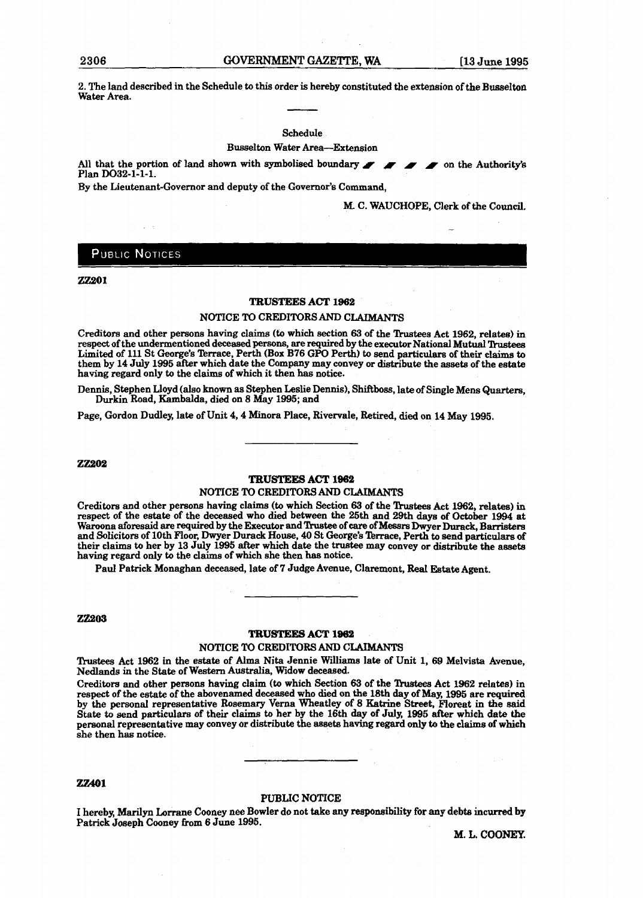2. The land described in the Schedule to this order is hereby constituted the extension of the Busselton Water Area.

Schedule

Busselton Water Area—Extension

All that the portion of land shown with symbolised boundary ▰ ▰ ▰ ▰ on the Authority's Plan DO32-1-1-1.

By the Lieutenant-Governor and deputy of the Governor's Command,

M. C. WAUCHOPE, Clerk of the Council.

## PUBLIC NOTICES

**ZZ201**

### TRUSTEES ACT 1962

NOTICE TO CREDITORS AND CLAIMANTS

Creditors and other persons having claims (to which section 63 of the Trustees Act 1962, relates) in respect of the undermentioned deceased persons, are required by the executor National Mutual Trustees Limited of 111 St George's Terrace, Perth (Box B76 GPO Perth) to send particulars of their claims to them by 14 July 1995 after which date the Company may convey or distribute the assets of the estate having regard only to the claims of which it then has notice.

Dennis, Stephen Lloyd (also known as Stephen Leslie Dennis), Shiftboss, late of Single Mens Quarters, Durkin Road, Kambalda, died on 8 May 1995; and

Page, Gordon Dudley, late of Unit 4, 4 Minora Place, Rivervale, Retired, died on 14 May 1995.

**ZZ202**

### TRUSTEES ACT 1962

NOTICE TO CREDITORS AND CLAIMANTS

Creditors and other persons having claims (to which Section 63 of the Trustees Act 1962, relates) in respect of the estate of the deceased who died between the 25th and 29th days of October 1994 at Waroona aforesaid are required by the Executor and Trustee of care of Messrs Dwyer Durack, Barristers and Solicitors of 10th Floor, Dwyer Durack House, 40 St George's Terrace, Perth to send particulars of their claims to her by 13 July 1995 after which date the trustee may convey or distribute the assets having regard only to the claims of which she then has notice.

Paul Patrick Monaghan deceased, late of 7 Judge Avenue, Claremont, Real Estate Agent.

**ZZ203**

### TRUSTEES ACT 1962

NOTICE TO CREDITORS AND CLAIMANTS

Trustees Act 1962 in the estate of Alma Nita Jennie Williams late of Unit 1, 69 Melvista Avenue, Nedlands in the State of Western Australia, Widow deceased.

Creditors and other persons having claim (to which Section 63 of the Trustees Act 1962 relates) in respect of the estate of the abovenamed deceased who died on the 18th day of May, 1995 are required by the personal representative Rosemary Verna Wheatley of 8 Katrine Street, Floreat in the said State to send particulars of their claims to her by the 16th day of July, 1995 after which date the personal representative may convey or distribute the assets having regard only to the claims of which she then has notice.

**ZZ401**

### PUBLIC NOTICE

I hereby, Marilyn Lorrane Cooney nee Bowler do not take any responsibility for any debts incurred by Patrick Joseph Cooney from 6 June 1995.

M. L. COONEY.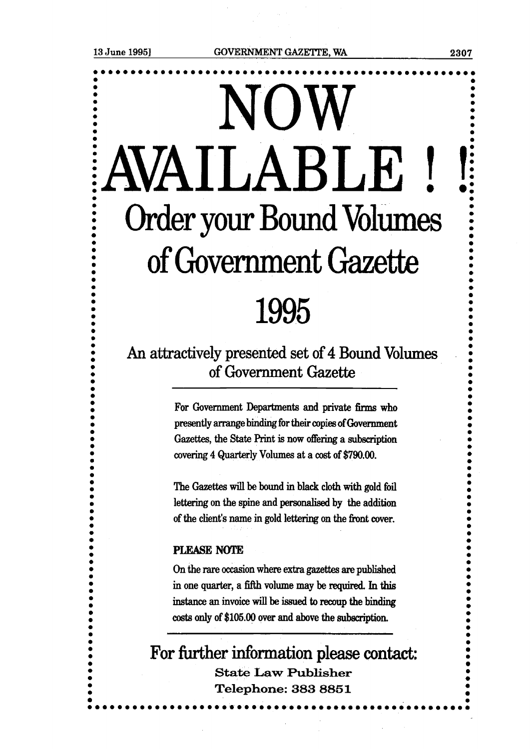# NOW AVAILABLE ! !

## Order your Bound Volumes of Government Gazette

## 1995

### An attractively presented set of 4 Bound Volumes of Government Gazette

For Government Departments and private firms who presently arrange binding for their copies of Government Gazettes, the State Print is now offering a subscription covering 4 Quarterly Volumes at a cost of $790.00.

The Gazettes will be bound in black cloth with gold foil lettering on the spine and personalised by the addition of the client's name in gold lettering on the front cover.

**PLEASE NOTE**

On the rare occasion where extra gazettes are published in one quarter, a fifth volume may be required. In this instance an invoice will be issued to recoup the binding costs only of $105.00 over and above the subscription.

## For further information please contact:

**State Law Publisher**

**Telephone: 383 8851**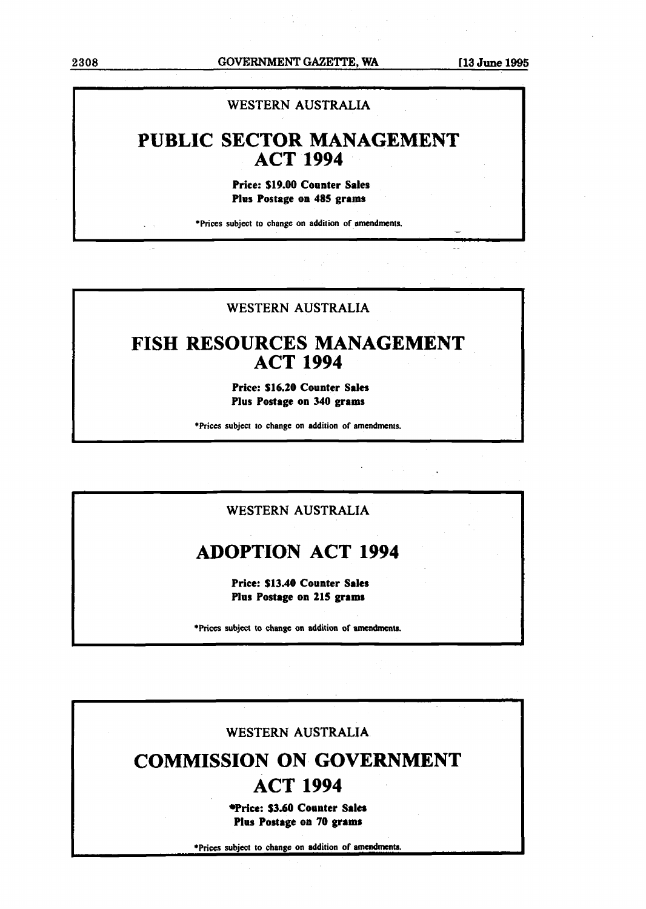WESTERN AUSTRALIA

## PUBLIC SECTOR MANAGEMENT ACT 1994

**Price: $19.00 Counter Sales**
**Plus Postage on 485 grams**

*Prices subject to change on addition of amendments.

---

WESTERN AUSTRALIA

## FISH RESOURCES MANAGEMENT ACT 1994

**Price: $16.20 Counter Sales**
**Plus Postage on 340 grams**

*Prices subject to change on addition of amendments.

---

WESTERN AUSTRALIA

## ADOPTION ACT 1994

**Price: $13.40 Counter Sales**
**Plus Postage on 215 grams**

*Prices subject to change on addition of amendments.

---

WESTERN AUSTRALIA

## COMMISSION ON GOVERNMENT ACT 1994

***Price: $3.60 Counter Sales**
**Plus Postage on 70 grams**

*Prices subject to change on addition of amendments.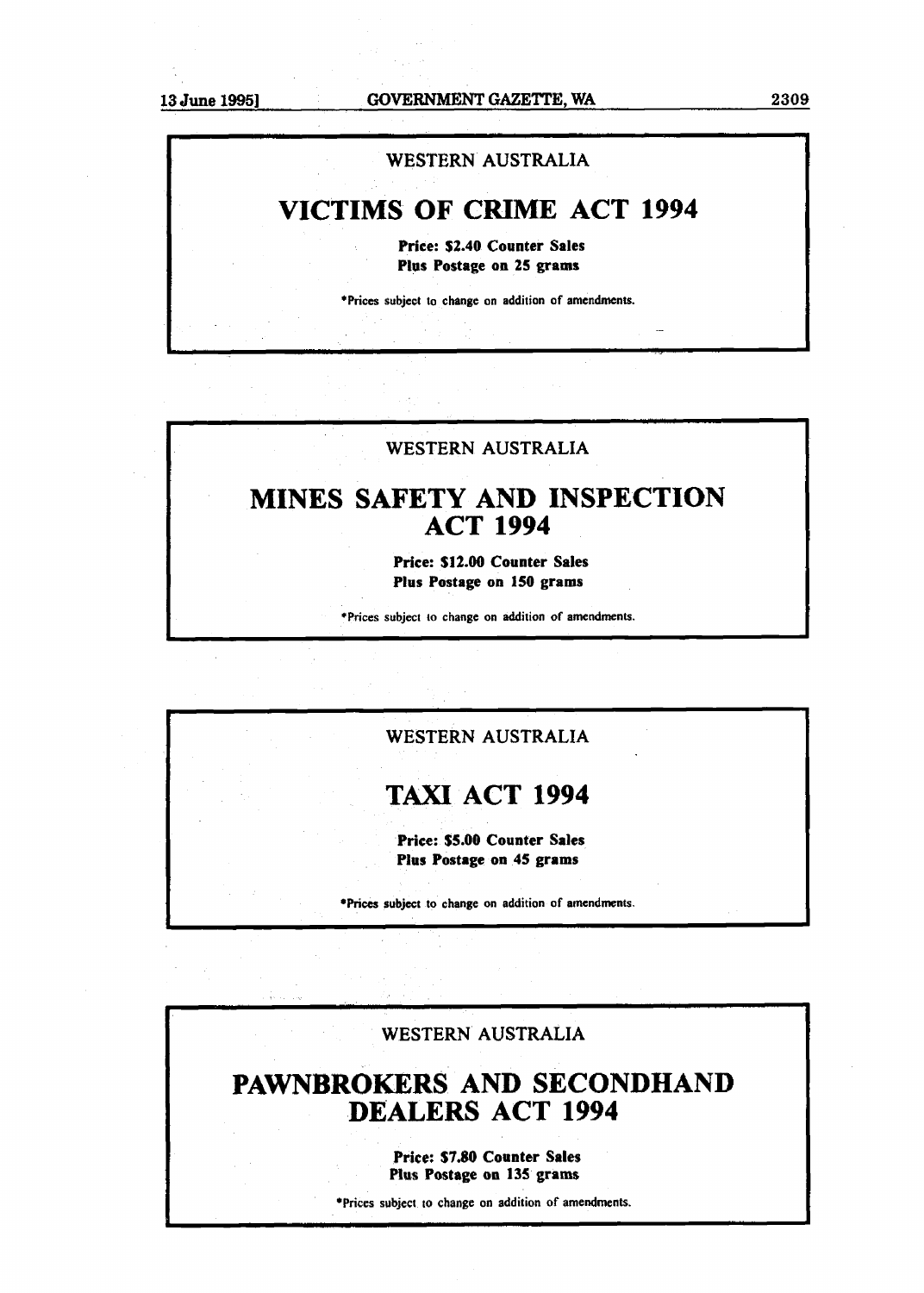WESTERN AUSTRALIA

# VICTIMS OF CRIME ACT 1994

**Price: $2.40 Counter Sales**
**Plus Postage on 25 grams**

*Prices subject to change on addition of amendments.

---

WESTERN AUSTRALIA

# MINES SAFETY AND INSPECTION ACT 1994

**Price: $12.00 Counter Sales**
**Plus Postage on 150 grams**

*Prices subject to change on addition of amendments.

---

WESTERN AUSTRALIA

# TAXI ACT 1994

**Price: $5.00 Counter Sales**
**Plus Postage on 45 grams**

*Prices subject to change on addition of amendments.

---

WESTERN AUSTRALIA

# PAWNBROKERS AND SECONDHAND DEALERS ACT 1994

**Price: $7.80 Counter Sales**
**Plus Postage on 135 grams**

*Prices subject to change on addition of amendments.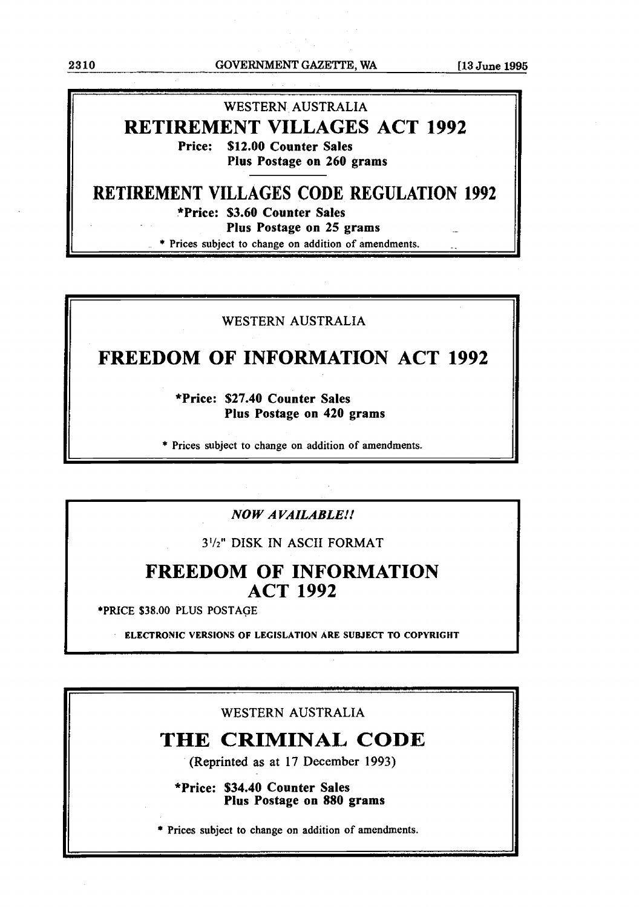WESTERN AUSTRALIA

## RETIREMENT VILLAGES ACT 1992

**Price: $12.00 Counter Sales**
**Plus Postage on 260 grams**

## RETIREMENT VILLAGES CODE REGULATION 1992

***Price: $3.60 Counter Sales**
**Plus Postage on 25 grams**

* Prices subject to change on addition of amendments.

---

WESTERN AUSTRALIA

## FREEDOM OF INFORMATION ACT 1992

***Price: $27.40 Counter Sales**
**Plus Postage on 420 grams**

* Prices subject to change on addition of amendments.

---

***NOW AVAILABLE!!***

3½" DISK IN ASCII FORMAT

## FREEDOM OF INFORMATION ACT 1992

*PRICE $38.00 PLUS POSTAGE

**ELECTRONIC VERSIONS OF LEGISLATION ARE SUBJECT TO COPYRIGHT**

---

WESTERN AUSTRALIA

## THE CRIMINAL CODE

(Reprinted as at 17 December 1993)

***Price: $34.40 Counter Sales**
**Plus Postage on 880 grams**

* Prices subject to change on addition of amendments.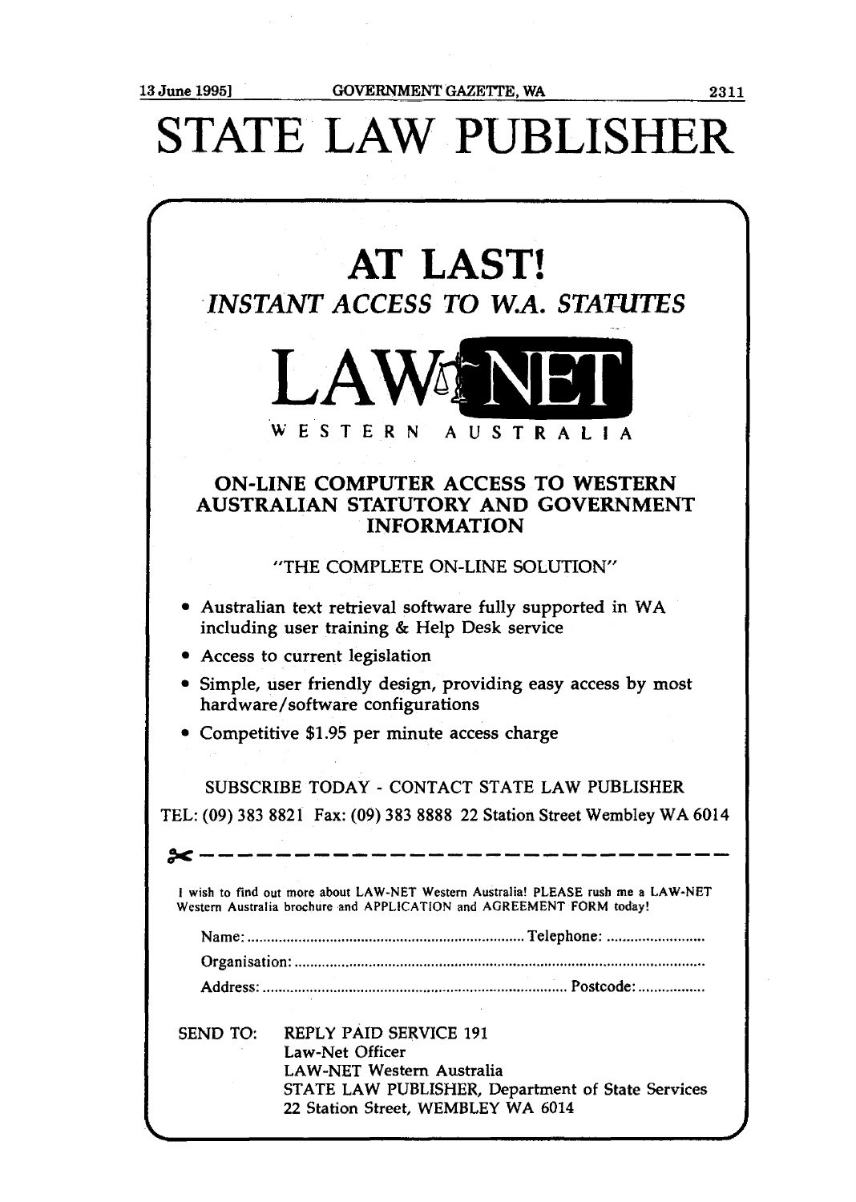# STATE LAW PUBLISHER

## AT LAST!

### *INSTANT ACCESS TO W.A. STATUTES*

**LAW-NET**

WESTERN AUSTRALIA

### ON-LINE COMPUTER ACCESS TO WESTERN AUSTRALIAN STATUTORY AND GOVERNMENT INFORMATION

"THE COMPLETE ON-LINE SOLUTION"

- Australian text retrieval software fully supported in WA including user training & Help Desk service
- Access to current legislation
- Simple, user friendly design, providing easy access by most hardware/software configurations
- Competitive $1.95 per minute access charge

SUBSCRIBE TODAY - CONTACT STATE LAW PUBLISHER

TEL: (09) 383 8821 Fax: (09) 383 8888 22 Station Street Wembley WA 6014

✂ - - - - - - - - - - - - - - - - - - - - - - - - - - - - - - - -

I wish to find out more about LAW-NET Western Australia! PLEASE rush me a LAW-NET Western Australia brochure and APPLICATION and AGREEMENT FORM today!

Name: ........................................................................ Telephone: ..........................

Organisation: ..........................................................................................................

Address: ............................................................................... Postcode: .................

SEND TO: REPLY PAID SERVICE 191
Law-Net Officer
LAW-NET Western Australia
STATE LAW PUBLISHER, Department of State Services
22 Station Street, WEMBLEY WA 6014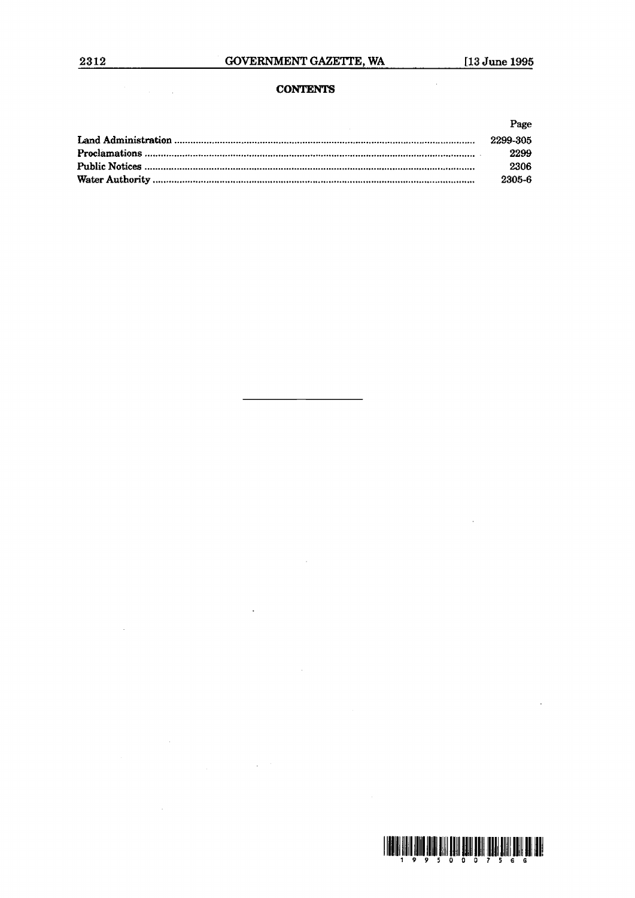## CONTENTS

| | Page |
|---|---|
| Land Administration | 2299-305 |
| Proclamations | 2299 |
| Public Notices | 2306 |
| Water Authority | 2305-6 |